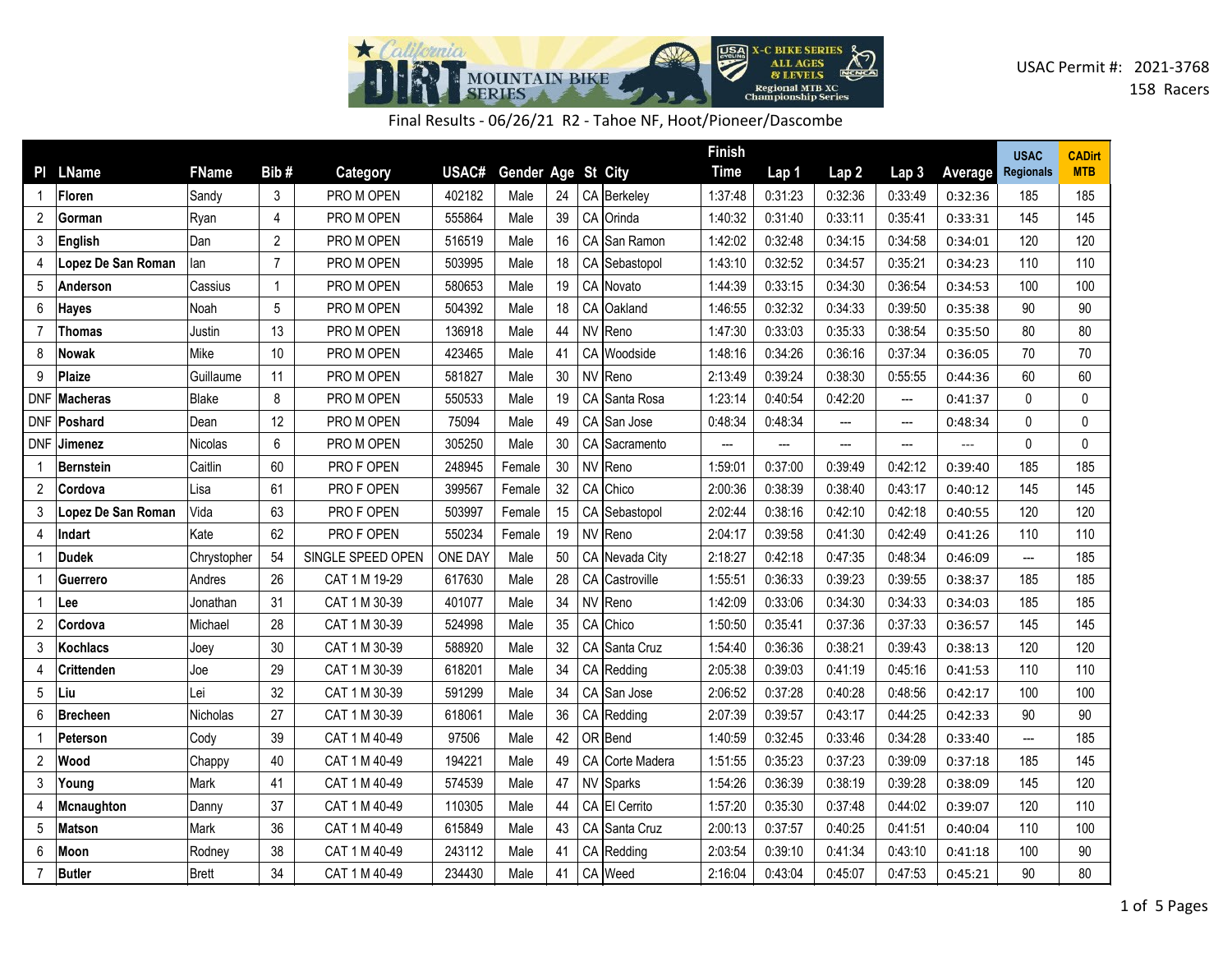USAC Permit #: 2021-3768
158 Racers

Final Results - 06/26/21 R2 - Tahoe NF, Hoot/Pioneer/Dascombe

| Pl | LName | FName | Bib # | Category | USAC# | Gender | Age | St | City | Finish Time | Lap 1 | Lap 2 | Lap 3 | Average | USAC Regionals | CADirt MTB |
|---|---|---|---|---|---|---|---|---|---|---|---|---|---|---|---|---|
| 1 | **Floren** | Sandy | 3 | PRO M OPEN | 402182 | Male | 24 | CA | Berkeley | 1:37:48 | 0:31:23 | 0:32:36 | 0:33:49 | 0:32:36 | 185 | 185 |
| 2 | **Gorman** | Ryan | 4 | PRO M OPEN | 555864 | Male | 39 | CA | Orinda | 1:40:32 | 0:31:40 | 0:33:11 | 0:35:41 | 0:33:31 | 145 | 145 |
| 3 | **English** | Dan | 2 | PRO M OPEN | 516519 | Male | 16 | CA | San Ramon | 1:42:02 | 0:32:48 | 0:34:15 | 0:34:58 | 0:34:01 | 120 | 120 |
| 4 | **Lopez De San Roman** | Ian | 7 | PRO M OPEN | 503995 | Male | 18 | CA | Sebastopol | 1:43:10 | 0:32:52 | 0:34:57 | 0:35:21 | 0:34:23 | 110 | 110 |
| 5 | **Anderson** | Cassius | 1 | PRO M OPEN | 580653 | Male | 19 | CA | Novato | 1:44:39 | 0:33:15 | 0:34:30 | 0:36:54 | 0:34:53 | 100 | 100 |
| 6 | **Hayes** | Noah | 5 | PRO M OPEN | 504392 | Male | 18 | CA | Oakland | 1:46:55 | 0:32:32 | 0:34:33 | 0:39:50 | 0:35:38 | 90 | 90 |
| 7 | **Thomas** | Justin | 13 | PRO M OPEN | 136918 | Male | 44 | NV | Reno | 1:47:30 | 0:33:03 | 0:35:33 | 0:38:54 | 0:35:50 | 80 | 80 |
| 8 | **Nowak** | Mike | 10 | PRO M OPEN | 423465 | Male | 41 | CA | Woodside | 1:48:16 | 0:34:26 | 0:36:16 | 0:37:34 | 0:36:05 | 70 | 70 |
| 9 | **Plaize** | Guillaume | 11 | PRO M OPEN | 581827 | Male | 30 | NV | Reno | 2:13:49 | 0:39:24 | 0:38:30 | 0:55:55 | 0:44:36 | 60 | 60 |
| DNF | **Macheras** | Blake | 8 | PRO M OPEN | 550533 | Male | 19 | CA | Santa Rosa | 1:23:14 | 0:40:54 | 0:42:20 | --- | 0:41:37 | 0 | 0 |
| DNF | **Poshard** | Dean | 12 | PRO M OPEN | 75094 | Male | 49 | CA | San Jose | 0:48:34 | 0:48:34 | --- | --- | 0:48:34 | 0 | 0 |
| DNF | **Jimenez** | Nicolas | 6 | PRO M OPEN | 305250 | Male | 30 | CA | Sacramento | --- | --- | --- | --- | --- | 0 | 0 |
| 1 | **Bernstein** | Caitlin | 60 | PRO F OPEN | 248945 | Female | 30 | NV | Reno | 1:59:01 | 0:37:00 | 0:39:49 | 0:42:12 | 0:39:40 | 185 | 185 |
| 2 | **Cordova** | Lisa | 61 | PRO F OPEN | 399567 | Female | 32 | CA | Chico | 2:00:36 | 0:38:39 | 0:38:40 | 0:43:17 | 0:40:12 | 145 | 145 |
| 3 | **Lopez De San Roman** | Vida | 63 | PRO F OPEN | 503997 | Female | 15 | CA | Sebastopol | 2:02:44 | 0:38:16 | 0:42:10 | 0:42:18 | 0:40:55 | 120 | 120 |
| 4 | **Indart** | Kate | 62 | PRO F OPEN | 550234 | Female | 19 | NV | Reno | 2:04:17 | 0:39:58 | 0:41:30 | 0:42:49 | 0:41:26 | 110 | 110 |
| 1 | **Dudek** | Chrystopher | 54 | SINGLE SPEED OPEN | ONE DAY | Male | 50 | CA | Nevada City | 2:18:27 | 0:42:18 | 0:47:35 | 0:48:34 | 0:46:09 | --- | 185 |
| 1 | **Guerrero** | Andres | 26 | CAT 1 M 19-29 | 617630 | Male | 28 | CA | Castroville | 1:55:51 | 0:36:33 | 0:39:23 | 0:39:55 | 0:38:37 | 185 | 185 |
| 1 | **Lee** | Jonathan | 31 | CAT 1 M 30-39 | 401077 | Male | 34 | NV | Reno | 1:42:09 | 0:33:06 | 0:34:30 | 0:34:33 | 0:34:03 | 185 | 185 |
| 2 | **Cordova** | Michael | 28 | CAT 1 M 30-39 | 524998 | Male | 35 | CA | Chico | 1:50:50 | 0:35:41 | 0:37:36 | 0:37:33 | 0:36:57 | 145 | 145 |
| 3 | **Kochlacs** | Joey | 30 | CAT 1 M 30-39 | 588920 | Male | 32 | CA | Santa Cruz | 1:54:40 | 0:36:36 | 0:38:21 | 0:39:43 | 0:38:13 | 120 | 120 |
| 4 | **Crittenden** | Joe | 29 | CAT 1 M 30-39 | 618201 | Male | 34 | CA | Redding | 2:05:38 | 0:39:03 | 0:41:19 | 0:45:16 | 0:41:53 | 110 | 110 |
| 5 | **Liu** | Lei | 32 | CAT 1 M 30-39 | 591299 | Male | 34 | CA | San Jose | 2:06:52 | 0:37:28 | 0:40:28 | 0:48:56 | 0:42:17 | 100 | 100 |
| 6 | **Brecheen** | Nicholas | 27 | CAT 1 M 30-39 | 618061 | Male | 36 | CA | Redding | 2:07:39 | 0:39:57 | 0:43:17 | 0:44:25 | 0:42:33 | 90 | 90 |
| 1 | **Peterson** | Cody | 39 | CAT 1 M 40-49 | 97506 | Male | 42 | OR | Bend | 1:40:59 | 0:32:45 | 0:33:46 | 0:34:28 | 0:33:40 | --- | 185 |
| 2 | **Wood** | Chappy | 40 | CAT 1 M 40-49 | 194221 | Male | 49 | CA | Corte Madera | 1:51:55 | 0:35:23 | 0:37:23 | 0:39:09 | 0:37:18 | 185 | 145 |
| 3 | **Young** | Mark | 41 | CAT 1 M 40-49 | 574539 | Male | 47 | NV | Sparks | 1:54:26 | 0:36:39 | 0:38:19 | 0:39:28 | 0:38:09 | 145 | 120 |
| 4 | **Mcnaughton** | Danny | 37 | CAT 1 M 40-49 | 110305 | Male | 44 | CA | El Cerrito | 1:57:20 | 0:35:30 | 0:37:48 | 0:44:02 | 0:39:07 | 120 | 110 |
| 5 | **Matson** | Mark | 36 | CAT 1 M 40-49 | 615849 | Male | 43 | CA | Santa Cruz | 2:00:13 | 0:37:57 | 0:40:25 | 0:41:51 | 0:40:04 | 110 | 100 |
| 6 | **Moon** | Rodney | 38 | CAT 1 M 40-49 | 243112 | Male | 41 | CA | Redding | 2:03:54 | 0:39:10 | 0:41:34 | 0:43:10 | 0:41:18 | 100 | 90 |
| 7 | **Butler** | Brett | 34 | CAT 1 M 40-49 | 234430 | Male | 41 | CA | Weed | 2:16:04 | 0:43:04 | 0:45:07 | 0:47:53 | 0:45:21 | 90 | 80 |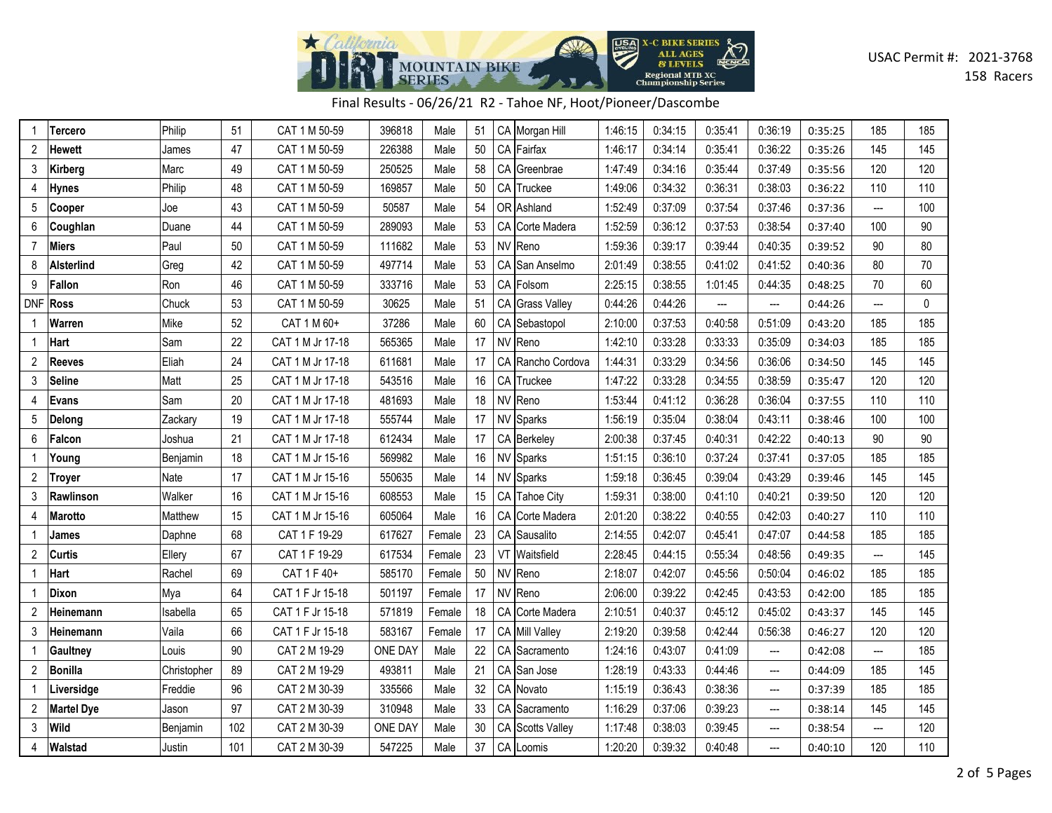USAC Permit #: 2021-3768
158 Racers

Final Results - 06/26/21 R2 - Tahoe NF, Hoot/Pioneer/Dascombe

| | | | | | | | | | | | | | | | | |
|---|---|---|---|---|---|---|---|---|---|---|---|---|---|---|---|---|
| 1 | Tercero | Philip | 51 | CAT 1 M 50-59 | 396818 | Male | 51 | CA | Morgan Hill | 1:46:15 | 0:34:15 | 0:35:41 | 0:36:19 | 0:35:25 | 185 | 185 |
| 2 | Hewett | James | 47 | CAT 1 M 50-59 | 226388 | Male | 50 | CA | Fairfax | 1:46:17 | 0:34:14 | 0:35:41 | 0:36:22 | 0:35:26 | 145 | 145 |
| 3 | Kirberg | Marc | 49 | CAT 1 M 50-59 | 250525 | Male | 58 | CA | Greenbrae | 1:47:49 | 0:34:16 | 0:35:44 | 0:37:49 | 0:35:56 | 120 | 120 |
| 4 | Hynes | Philip | 48 | CAT 1 M 50-59 | 169857 | Male | 50 | CA | Truckee | 1:49:06 | 0:34:32 | 0:36:31 | 0:38:03 | 0:36:22 | 110 | 110 |
| 5 | Cooper | Joe | 43 | CAT 1 M 50-59 | 50587 | Male | 54 | OR | Ashland | 1:52:49 | 0:37:09 | 0:37:54 | 0:37:46 | 0:37:36 | --- | 100 |
| 6 | Coughlan | Duane | 44 | CAT 1 M 50-59 | 289093 | Male | 53 | CA | Corte Madera | 1:52:59 | 0:36:12 | 0:37:53 | 0:38:54 | 0:37:40 | 100 | 90 |
| 7 | Miers | Paul | 50 | CAT 1 M 50-59 | 111682 | Male | 53 | NV | Reno | 1:59:36 | 0:39:17 | 0:39:44 | 0:40:35 | 0:39:52 | 90 | 80 |
| 8 | Alsterlind | Greg | 42 | CAT 1 M 50-59 | 497714 | Male | 53 | CA | San Anselmo | 2:01:49 | 0:38:55 | 0:41:02 | 0:41:52 | 0:40:36 | 80 | 70 |
| 9 | Fallon | Ron | 46 | CAT 1 M 50-59 | 333716 | Male | 53 | CA | Folsom | 2:25:15 | 0:38:55 | 1:01:45 | 0:44:35 | 0:48:25 | 70 | 60 |
| DNF | Ross | Chuck | 53 | CAT 1 M 50-59 | 30625 | Male | 51 | CA | Grass Valley | 0:44:26 | 0:44:26 | --- | --- | 0:44:26 | --- | 0 |
| 1 | Warren | Mike | 52 | CAT 1 M 60+ | 37286 | Male | 60 | CA | Sebastopol | 2:10:00 | 0:37:53 | 0:40:58 | 0:51:09 | 0:43:20 | 185 | 185 |
| 1 | Hart | Sam | 22 | CAT 1 M Jr 17-18 | 565365 | Male | 17 | NV | Reno | 1:42:10 | 0:33:28 | 0:33:33 | 0:35:09 | 0:34:03 | 185 | 185 |
| 2 | Reeves | Eliah | 24 | CAT 1 M Jr 17-18 | 611681 | Male | 17 | CA | Rancho Cordova | 1:44:31 | 0:33:29 | 0:34:56 | 0:36:06 | 0:34:50 | 145 | 145 |
| 3 | Seline | Matt | 25 | CAT 1 M Jr 17-18 | 543516 | Male | 16 | CA | Truckee | 1:47:22 | 0:33:28 | 0:34:55 | 0:38:59 | 0:35:47 | 120 | 120 |
| 4 | Evans | Sam | 20 | CAT 1 M Jr 17-18 | 481693 | Male | 18 | NV | Reno | 1:53:44 | 0:41:12 | 0:36:28 | 0:36:04 | 0:37:55 | 110 | 110 |
| 5 | Delong | Zackary | 19 | CAT 1 M Jr 17-18 | 555744 | Male | 17 | NV | Sparks | 1:56:19 | 0:35:04 | 0:38:04 | 0:43:11 | 0:38:46 | 100 | 100 |
| 6 | Falcon | Joshua | 21 | CAT 1 M Jr 17-18 | 612434 | Male | 17 | CA | Berkeley | 2:00:38 | 0:37:45 | 0:40:31 | 0:42:22 | 0:40:13 | 90 | 90 |
| 1 | Young | Benjamin | 18 | CAT 1 M Jr 15-16 | 569982 | Male | 16 | NV | Sparks | 1:51:15 | 0:36:10 | 0:37:24 | 0:37:41 | 0:37:05 | 185 | 185 |
| 2 | Troyer | Nate | 17 | CAT 1 M Jr 15-16 | 550635 | Male | 14 | NV | Sparks | 1:59:18 | 0:36:45 | 0:39:04 | 0:43:29 | 0:39:46 | 145 | 145 |
| 3 | Rawlinson | Walker | 16 | CAT 1 M Jr 15-16 | 608553 | Male | 15 | CA | Tahoe City | 1:59:31 | 0:38:00 | 0:41:10 | 0:40:21 | 0:39:50 | 120 | 120 |
| 4 | Marotto | Matthew | 15 | CAT 1 M Jr 15-16 | 605064 | Male | 16 | CA | Corte Madera | 2:01:20 | 0:38:22 | 0:40:55 | 0:42:03 | 0:40:27 | 110 | 110 |
| 1 | James | Daphne | 68 | CAT 1 F 19-29 | 617627 | Female | 23 | CA | Sausalito | 2:14:55 | 0:42:07 | 0:45:41 | 0:47:07 | 0:44:58 | 185 | 185 |
| 2 | Curtis | Ellery | 67 | CAT 1 F 19-29 | 617534 | Female | 23 | VT | Waitsfield | 2:28:45 | 0:44:15 | 0:55:34 | 0:48:56 | 0:49:35 | --- | 145 |
| 1 | Hart | Rachel | 69 | CAT 1 F 40+ | 585170 | Female | 50 | NV | Reno | 2:18:07 | 0:42:07 | 0:45:56 | 0:50:04 | 0:46:02 | 185 | 185 |
| 1 | Dixon | Mya | 64 | CAT 1 F Jr 15-18 | 501197 | Female | 17 | NV | Reno | 2:06:00 | 0:39:22 | 0:42:45 | 0:43:53 | 0:42:00 | 185 | 185 |
| 2 | Heinemann | Isabella | 65 | CAT 1 F Jr 15-18 | 571819 | Female | 18 | CA | Corte Madera | 2:10:51 | 0:40:37 | 0:45:12 | 0:45:02 | 0:43:37 | 145 | 145 |
| 3 | Heinemann | Vaila | 66 | CAT 1 F Jr 15-18 | 583167 | Female | 17 | CA | Mill Valley | 2:19:20 | 0:39:58 | 0:42:44 | 0:56:38 | 0:46:27 | 120 | 120 |
| 1 | Gaultney | Louis | 90 | CAT 2 M 19-29 | ONE DAY | Male | 22 | CA | Sacramento | 1:24:16 | 0:43:07 | 0:41:09 | --- | 0:42:08 | --- | 185 |
| 2 | Bonilla | Christopher | 89 | CAT 2 M 19-29 | 493811 | Male | 21 | CA | San Jose | 1:28:19 | 0:43:33 | 0:44:46 | --- | 0:44:09 | 185 | 145 |
| 1 | Liversidge | Freddie | 96 | CAT 2 M 30-39 | 335566 | Male | 32 | CA | Novato | 1:15:19 | 0:36:43 | 0:38:36 | --- | 0:37:39 | 185 | 185 |
| 2 | Martel Dye | Jason | 97 | CAT 2 M 30-39 | 310948 | Male | 33 | CA | Sacramento | 1:16:29 | 0:37:06 | 0:39:23 | --- | 0:38:14 | 145 | 145 |
| 3 | Wild | Benjamin | 102 | CAT 2 M 30-39 | ONE DAY | Male | 30 | CA | Scotts Valley | 1:17:48 | 0:38:03 | 0:39:45 | --- | 0:38:54 | --- | 120 |
| 4 | Walstad | Justin | 101 | CAT 2 M 30-39 | 547225 | Male | 37 | CA | Loomis | 1:20:20 | 0:39:32 | 0:40:48 | --- | 0:40:10 | 120 | 110 |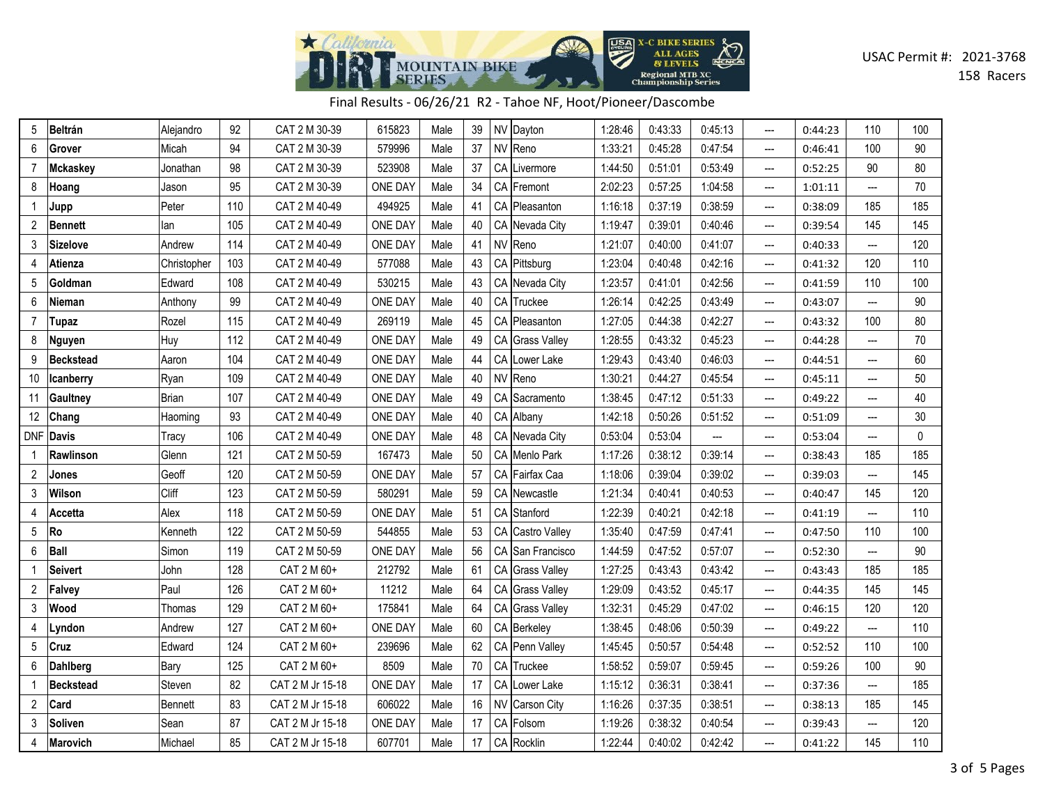USAC Permit #: 2021-3768
158 Racers

Final Results - 06/26/21 R2 - Tahoe NF, Hoot/Pioneer/Dascombe

| | | | | | | | | | | | | | | | | |
|---|---|---|---|---|---|---|---|---|---|---|---|---|---|---|---|---|
| 5 | **Beltrán** | Alejandro | 92 | CAT 2 M 30-39 | 615823 | Male | 39 | NV | Dayton | 1:28:46 | 0:43:33 | 0:45:13 | --- | 0:44:23 | 110 | 100 |
| 6 | **Grover** | Micah | 94 | CAT 2 M 30-39 | 579996 | Male | 37 | NV | Reno | 1:33:21 | 0:45:28 | 0:47:54 | --- | 0:46:41 | 100 | 90 |
| 7 | **Mckaskey** | Jonathan | 98 | CAT 2 M 30-39 | 523908 | Male | 37 | CA | Livermore | 1:44:50 | 0:51:01 | 0:53:49 | --- | 0:52:25 | 90 | 80 |
| 8 | **Hoang** | Jason | 95 | CAT 2 M 30-39 | ONE DAY | Male | 34 | CA | Fremont | 2:02:23 | 0:57:25 | 1:04:58 | --- | 1:01:11 | --- | 70 |
| 1 | **Jupp** | Peter | 110 | CAT 2 M 40-49 | 494925 | Male | 41 | CA | Pleasanton | 1:16:18 | 0:37:19 | 0:38:59 | --- | 0:38:09 | 185 | 185 |
| 2 | **Bennett** | Ian | 105 | CAT 2 M 40-49 | ONE DAY | Male | 40 | CA | Nevada City | 1:19:47 | 0:39:01 | 0:40:46 | --- | 0:39:54 | 145 | 145 |
| 3 | **Sizelove** | Andrew | 114 | CAT 2 M 40-49 | ONE DAY | Male | 41 | NV | Reno | 1:21:07 | 0:40:00 | 0:41:07 | --- | 0:40:33 | --- | 120 |
| 4 | **Atienza** | Christopher | 103 | CAT 2 M 40-49 | 577088 | Male | 43 | CA | Pittsburg | 1:23:04 | 0:40:48 | 0:42:16 | --- | 0:41:32 | 120 | 110 |
| 5 | **Goldman** | Edward | 108 | CAT 2 M 40-49 | 530215 | Male | 43 | CA | Nevada City | 1:23:57 | 0:41:01 | 0:42:56 | --- | 0:41:59 | 110 | 100 |
| 6 | **Nieman** | Anthony | 99 | CAT 2 M 40-49 | ONE DAY | Male | 40 | CA | Truckee | 1:26:14 | 0:42:25 | 0:43:49 | --- | 0:43:07 | --- | 90 |
| 7 | **Tupaz** | Rozel | 115 | CAT 2 M 40-49 | 269119 | Male | 45 | CA | Pleasanton | 1:27:05 | 0:44:38 | 0:42:27 | --- | 0:43:32 | 100 | 80 |
| 8 | **Nguyen** | Huy | 112 | CAT 2 M 40-49 | ONE DAY | Male | 49 | CA | Grass Valley | 1:28:55 | 0:43:32 | 0:45:23 | --- | 0:44:28 | --- | 70 |
| 9 | **Beckstead** | Aaron | 104 | CAT 2 M 40-49 | ONE DAY | Male | 44 | CA | Lower Lake | 1:29:43 | 0:43:40 | 0:46:03 | --- | 0:44:51 | --- | 60 |
| 10 | **Icanberry** | Ryan | 109 | CAT 2 M 40-49 | ONE DAY | Male | 40 | NV | Reno | 1:30:21 | 0:44:27 | 0:45:54 | --- | 0:45:11 | --- | 50 |
| 11 | **Gaultney** | Brian | 107 | CAT 2 M 40-49 | ONE DAY | Male | 49 | CA | Sacramento | 1:38:45 | 0:47:12 | 0:51:33 | --- | 0:49:22 | --- | 40 |
| 12 | **Chang** | Haoming | 93 | CAT 2 M 40-49 | ONE DAY | Male | 40 | CA | Albany | 1:42:18 | 0:50:26 | 0:51:52 | --- | 0:51:09 | --- | 30 |
| DNF | **Davis** | Tracy | 106 | CAT 2 M 40-49 | ONE DAY | Male | 48 | CA | Nevada City | 0:53:04 | 0:53:04 | --- | --- | 0:53:04 | --- | 0 |
| 1 | **Rawlinson** | Glenn | 121 | CAT 2 M 50-59 | 167473 | Male | 50 | CA | Menlo Park | 1:17:26 | 0:38:12 | 0:39:14 | --- | 0:38:43 | 185 | 185 |
| 2 | **Jones** | Geoff | 120 | CAT 2 M 50-59 | ONE DAY | Male | 57 | CA | Fairfax Caa | 1:18:06 | 0:39:04 | 0:39:02 | --- | 0:39:03 | --- | 145 |
| 3 | **Wilson** | Cliff | 123 | CAT 2 M 50-59 | 580291 | Male | 59 | CA | Newcastle | 1:21:34 | 0:40:41 | 0:40:53 | --- | 0:40:47 | 145 | 120 |
| 4 | **Accetta** | Alex | 118 | CAT 2 M 50-59 | ONE DAY | Male | 51 | CA | Stanford | 1:22:39 | 0:40:21 | 0:42:18 | --- | 0:41:19 | --- | 110 |
| 5 | **Ro** | Kenneth | 122 | CAT 2 M 50-59 | 544855 | Male | 53 | CA | Castro Valley | 1:35:40 | 0:47:59 | 0:47:41 | --- | 0:47:50 | 110 | 100 |
| 6 | **Ball** | Simon | 119 | CAT 2 M 50-59 | ONE DAY | Male | 56 | CA | San Francisco | 1:44:59 | 0:47:52 | 0:57:07 | --- | 0:52:30 | --- | 90 |
| 1 | **Seivert** | John | 128 | CAT 2 M 60+ | 212792 | Male | 61 | CA | Grass Valley | 1:27:25 | 0:43:43 | 0:43:42 | --- | 0:43:43 | 185 | 185 |
| 2 | **Falvey** | Paul | 126 | CAT 2 M 60+ | 11212 | Male | 64 | CA | Grass Valley | 1:29:09 | 0:43:52 | 0:45:17 | --- | 0:44:35 | 145 | 145 |
| 3 | **Wood** | Thomas | 129 | CAT 2 M 60+ | 175841 | Male | 64 | CA | Grass Valley | 1:32:31 | 0:45:29 | 0:47:02 | --- | 0:46:15 | 120 | 120 |
| 4 | **Lyndon** | Andrew | 127 | CAT 2 M 60+ | ONE DAY | Male | 60 | CA | Berkeley | 1:38:45 | 0:48:06 | 0:50:39 | --- | 0:49:22 | --- | 110 |
| 5 | **Cruz** | Edward | 124 | CAT 2 M 60+ | 239696 | Male | 62 | CA | Penn Valley | 1:45:45 | 0:50:57 | 0:54:48 | --- | 0:52:52 | 110 | 100 |
| 6 | **Dahlberg** | Bary | 125 | CAT 2 M 60+ | 8509 | Male | 70 | CA | Truckee | 1:58:52 | 0:59:07 | 0:59:45 | --- | 0:59:26 | 100 | 90 |
| 1 | **Beckstead** | Steven | 82 | CAT 2 M Jr 15-18 | ONE DAY | Male | 17 | CA | Lower Lake | 1:15:12 | 0:36:31 | 0:38:41 | --- | 0:37:36 | --- | 185 |
| 2 | **Card** | Bennett | 83 | CAT 2 M Jr 15-18 | 606022 | Male | 16 | NV | Carson City | 1:16:26 | 0:37:35 | 0:38:51 | --- | 0:38:13 | 185 | 145 |
| 3 | **Soliven** | Sean | 87 | CAT 2 M Jr 15-18 | ONE DAY | Male | 17 | CA | Folsom | 1:19:26 | 0:38:32 | 0:40:54 | --- | 0:39:43 | --- | 120 |
| 4 | **Marovich** | Michael | 85 | CAT 2 M Jr 15-18 | 607701 | Male | 17 | CA | Rocklin | 1:22:44 | 0:40:02 | 0:42:42 | --- | 0:41:22 | 145 | 110 |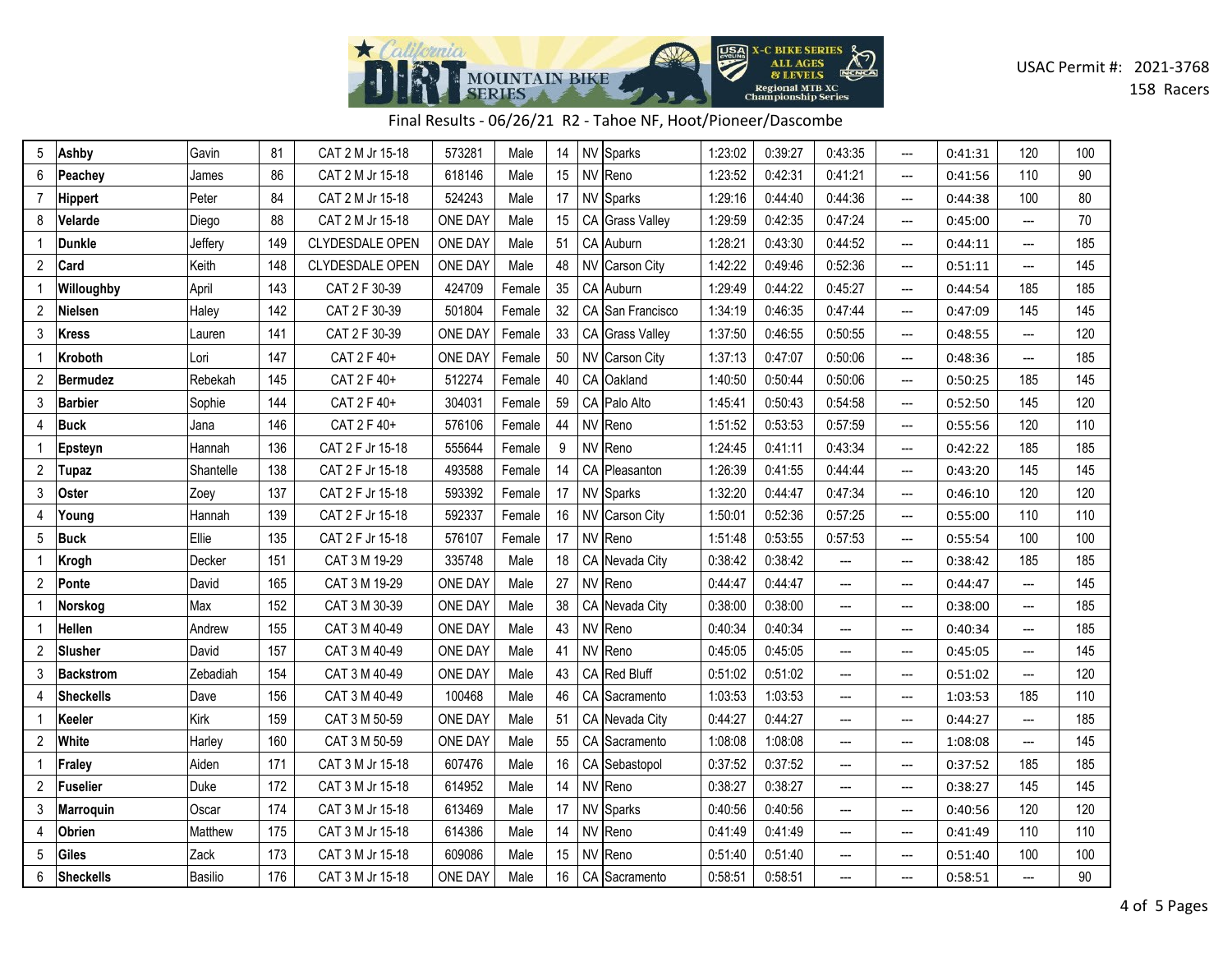USAC Permit #: 2021-3768
158 Racers

Final Results - 06/26/21 R2 - Tahoe NF, Hoot/Pioneer/Dascombe

| | | | | | | | | | | | | | | | | | |
|---|---|---|---|---|---|---|---|---|---|---|---|---|---|---|---|---|---|
| 5 | Ashby | Gavin | 81 | CAT 2 M Jr 15-18 | 573281 | Male | 14 | NV | Sparks | 1:23:02 | 0:39:27 | 0:43:35 | --- | 0:41:31 | 120 | 100 |
| 6 | Peachey | James | 86 | CAT 2 M Jr 15-18 | 618146 | Male | 15 | NV | Reno | 1:23:52 | 0:42:31 | 0:41:21 | --- | 0:41:56 | 110 | 90 |
| 7 | Hippert | Peter | 84 | CAT 2 M Jr 15-18 | 524243 | Male | 17 | NV | Sparks | 1:29:16 | 0:44:40 | 0:44:36 | --- | 0:44:38 | 100 | 80 |
| 8 | Velarde | Diego | 88 | CAT 2 M Jr 15-18 | ONE DAY | Male | 15 | CA | Grass Valley | 1:29:59 | 0:42:35 | 0:47:24 | --- | 0:45:00 | --- | 70 |
| 1 | Dunkle | Jeffery | 149 | CLYDESDALE OPEN | ONE DAY | Male | 51 | CA | Auburn | 1:28:21 | 0:43:30 | 0:44:52 | --- | 0:44:11 | --- | 185 |
| 2 | Card | Keith | 148 | CLYDESDALE OPEN | ONE DAY | Male | 48 | NV | Carson City | 1:42:22 | 0:49:46 | 0:52:36 | --- | 0:51:11 | --- | 145 |
| 1 | Willoughby | April | 143 | CAT 2 F 30-39 | 424709 | Female | 35 | CA | Auburn | 1:29:49 | 0:44:22 | 0:45:27 | --- | 0:44:54 | 185 | 185 |
| 2 | Nielsen | Haley | 142 | CAT 2 F 30-39 | 501804 | Female | 32 | CA | San Francisco | 1:34:19 | 0:46:35 | 0:47:44 | --- | 0:47:09 | 145 | 145 |
| 3 | Kress | Lauren | 141 | CAT 2 F 30-39 | ONE DAY | Female | 33 | CA | Grass Valley | 1:37:50 | 0:46:55 | 0:50:55 | --- | 0:48:55 | --- | 120 |
| 1 | Kroboth | Lori | 147 | CAT 2 F 40+ | ONE DAY | Female | 50 | NV | Carson City | 1:37:13 | 0:47:07 | 0:50:06 | --- | 0:48:36 | --- | 185 |
| 2 | Bermudez | Rebekah | 145 | CAT 2 F 40+ | 512274 | Female | 40 | CA | Oakland | 1:40:50 | 0:50:44 | 0:50:06 | --- | 0:50:25 | 185 | 145 |
| 3 | Barbier | Sophie | 144 | CAT 2 F 40+ | 304031 | Female | 59 | CA | Palo Alto | 1:45:41 | 0:50:43 | 0:54:58 | --- | 0:52:50 | 145 | 120 |
| 4 | Buck | Jana | 146 | CAT 2 F 40+ | 576106 | Female | 44 | NV | Reno | 1:51:52 | 0:53:53 | 0:57:59 | --- | 0:55:56 | 120 | 110 |
| 1 | Epsteyn | Hannah | 136 | CAT 2 F Jr 15-18 | 555644 | Female | 9 | NV | Reno | 1:24:45 | 0:41:11 | 0:43:34 | --- | 0:42:22 | 185 | 185 |
| 2 | Tupaz | Shantelle | 138 | CAT 2 F Jr 15-18 | 493588 | Female | 14 | CA | Pleasanton | 1:26:39 | 0:41:55 | 0:44:44 | --- | 0:43:20 | 145 | 145 |
| 3 | Oster | Zoey | 137 | CAT 2 F Jr 15-18 | 593392 | Female | 17 | NV | Sparks | 1:32:20 | 0:44:47 | 0:47:34 | --- | 0:46:10 | 120 | 120 |
| 4 | Young | Hannah | 139 | CAT 2 F Jr 15-18 | 592337 | Female | 16 | NV | Carson City | 1:50:01 | 0:52:36 | 0:57:25 | --- | 0:55:00 | 110 | 110 |
| 5 | Buck | Ellie | 135 | CAT 2 F Jr 15-18 | 576107 | Female | 17 | NV | Reno | 1:51:48 | 0:53:55 | 0:57:53 | --- | 0:55:54 | 100 | 100 |
| 1 | Krogh | Decker | 151 | CAT 3 M 19-29 | 335748 | Male | 18 | CA | Nevada City | 0:38:42 | 0:38:42 | --- | --- | 0:38:42 | 185 | 185 |
| 2 | Ponte | David | 165 | CAT 3 M 19-29 | ONE DAY | Male | 27 | NV | Reno | 0:44:47 | 0:44:47 | --- | --- | 0:44:47 | --- | 145 |
| 1 | Norskog | Max | 152 | CAT 3 M 30-39 | ONE DAY | Male | 38 | CA | Nevada City | 0:38:00 | 0:38:00 | --- | --- | 0:38:00 | --- | 185 |
| 1 | Hellen | Andrew | 155 | CAT 3 M 40-49 | ONE DAY | Male | 43 | NV | Reno | 0:40:34 | 0:40:34 | --- | --- | 0:40:34 | --- | 185 |
| 2 | Slusher | David | 157 | CAT 3 M 40-49 | ONE DAY | Male | 41 | NV | Reno | 0:45:05 | 0:45:05 | --- | --- | 0:45:05 | --- | 145 |
| 3 | Backstrom | Zebadiah | 154 | CAT 3 M 40-49 | ONE DAY | Male | 43 | CA | Red Bluff | 0:51:02 | 0:51:02 | --- | --- | 0:51:02 | --- | 120 |
| 4 | Sheckells | Dave | 156 | CAT 3 M 40-49 | 100468 | Male | 46 | CA | Sacramento | 1:03:53 | 1:03:53 | --- | --- | 1:03:53 | 185 | 110 |
| 1 | Keeler | Kirk | 159 | CAT 3 M 50-59 | ONE DAY | Male | 51 | CA | Nevada City | 0:44:27 | 0:44:27 | --- | --- | 0:44:27 | --- | 185 |
| 2 | White | Harley | 160 | CAT 3 M 50-59 | ONE DAY | Male | 55 | CA | Sacramento | 1:08:08 | 1:08:08 | --- | --- | 1:08:08 | --- | 145 |
| 1 | Fraley | Aiden | 171 | CAT 3 M Jr 15-18 | 607476 | Male | 16 | CA | Sebastopol | 0:37:52 | 0:37:52 | --- | --- | 0:37:52 | 185 | 185 |
| 2 | Fuselier | Duke | 172 | CAT 3 M Jr 15-18 | 614952 | Male | 14 | NV | Reno | 0:38:27 | 0:38:27 | --- | --- | 0:38:27 | 145 | 145 |
| 3 | Marroquin | Oscar | 174 | CAT 3 M Jr 15-18 | 613469 | Male | 17 | NV | Sparks | 0:40:56 | 0:40:56 | --- | --- | 0:40:56 | 120 | 120 |
| 4 | Obrien | Matthew | 175 | CAT 3 M Jr 15-18 | 614386 | Male | 14 | NV | Reno | 0:41:49 | 0:41:49 | --- | --- | 0:41:49 | 110 | 110 |
| 5 | Giles | Zack | 173 | CAT 3 M Jr 15-18 | 609086 | Male | 15 | NV | Reno | 0:51:40 | 0:51:40 | --- | --- | 0:51:40 | 100 | 100 |
| 6 | Sheckells | Basilio | 176 | CAT 3 M Jr 15-18 | ONE DAY | Male | 16 | CA | Sacramento | 0:58:51 | 0:58:51 | --- | --- | 0:58:51 | --- | 90 |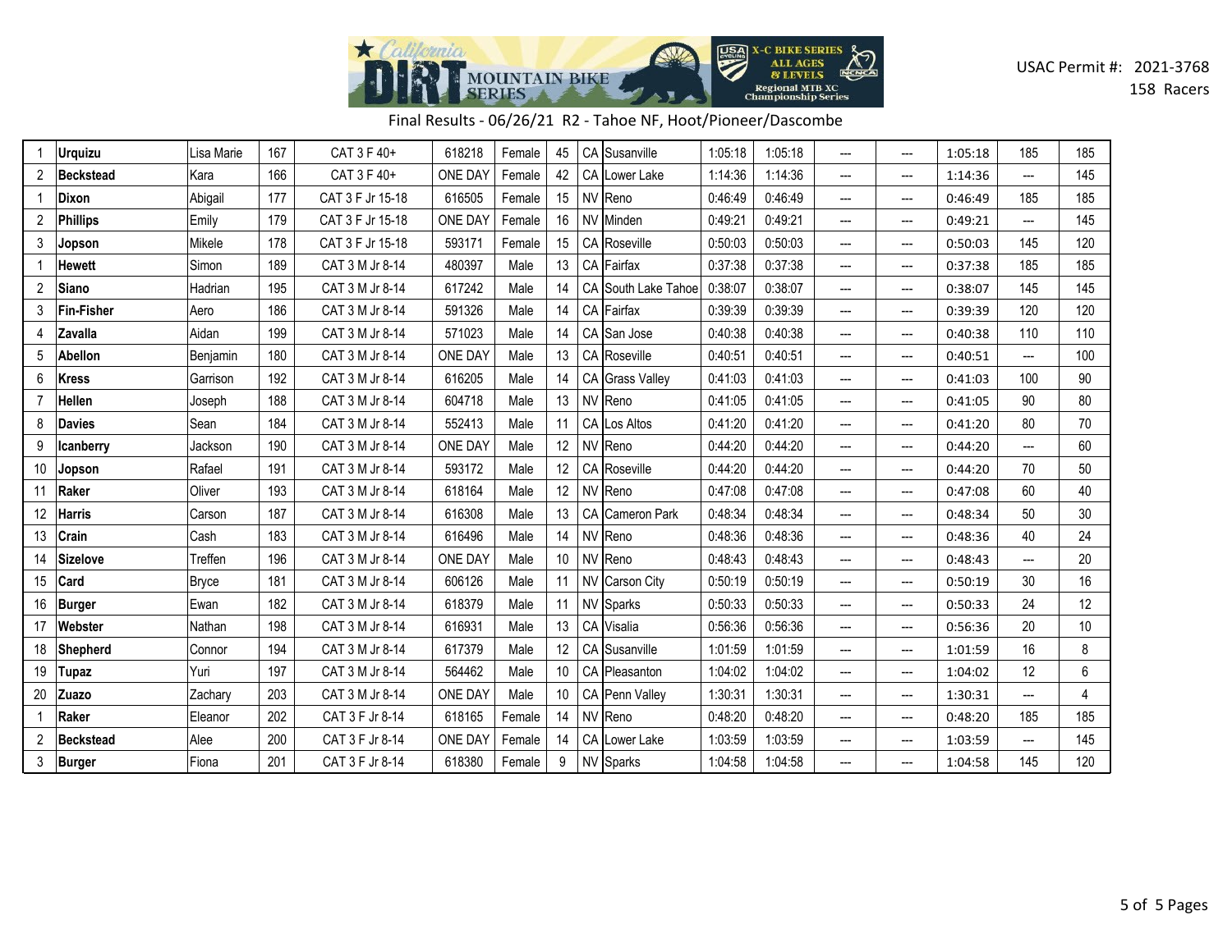USAC Permit #: 2021-3768
158 Racers

Final Results - 06/26/21 R2 - Tahoe NF, Hoot/Pioneer/Dascombe

| | | | | | | | | | | | | | | | | | |
|---|---|---|---|---|---|---|---|---|---|---|---|---|---|---|---|---|---|
| 1 | **Urquizu** | Lisa Marie | 167 | CAT 3 F 40+ | 618218 | Female | 45 | CA | Susanville | 1:05:18 | 1:05:18 | --- | --- | 1:05:18 | 185 | 185 |
| 2 | **Beckstead** | Kara | 166 | CAT 3 F 40+ | ONE DAY | Female | 42 | CA | Lower Lake | 1:14:36 | 1:14:36 | --- | --- | 1:14:36 | --- | 145 |
| 1 | **Dixon** | Abigail | 177 | CAT 3 F Jr 15-18 | 616505 | Female | 15 | NV | Reno | 0:46:49 | 0:46:49 | --- | --- | 0:46:49 | 185 | 185 |
| 2 | **Phillips** | Emily | 179 | CAT 3 F Jr 15-18 | ONE DAY | Female | 16 | NV | Minden | 0:49:21 | 0:49:21 | --- | --- | 0:49:21 | --- | 145 |
| 3 | **Jopson** | Mikele | 178 | CAT 3 F Jr 15-18 | 593171 | Female | 15 | CA | Roseville | 0:50:03 | 0:50:03 | --- | --- | 0:50:03 | 145 | 120 |
| 1 | **Hewett** | Simon | 189 | CAT 3 M Jr 8-14 | 480397 | Male | 13 | CA | Fairfax | 0:37:38 | 0:37:38 | --- | --- | 0:37:38 | 185 | 185 |
| 2 | **Siano** | Hadrian | 195 | CAT 3 M Jr 8-14 | 617242 | Male | 14 | CA | South Lake Tahoe | 0:38:07 | 0:38:07 | --- | --- | 0:38:07 | 145 | 145 |
| 3 | **Fin-Fisher** | Aero | 186 | CAT 3 M Jr 8-14 | 591326 | Male | 14 | CA | Fairfax | 0:39:39 | 0:39:39 | --- | --- | 0:39:39 | 120 | 120 |
| 4 | **Zavalla** | Aidan | 199 | CAT 3 M Jr 8-14 | 571023 | Male | 14 | CA | San Jose | 0:40:38 | 0:40:38 | --- | --- | 0:40:38 | 110 | 110 |
| 5 | **Abellon** | Benjamin | 180 | CAT 3 M Jr 8-14 | ONE DAY | Male | 13 | CA | Roseville | 0:40:51 | 0:40:51 | --- | --- | 0:40:51 | --- | 100 |
| 6 | **Kress** | Garrison | 192 | CAT 3 M Jr 8-14 | 616205 | Male | 14 | CA | Grass Valley | 0:41:03 | 0:41:03 | --- | --- | 0:41:03 | 100 | 90 |
| 7 | **Hellen** | Joseph | 188 | CAT 3 M Jr 8-14 | 604718 | Male | 13 | NV | Reno | 0:41:05 | 0:41:05 | --- | --- | 0:41:05 | 90 | 80 |
| 8 | **Davies** | Sean | 184 | CAT 3 M Jr 8-14 | 552413 | Male | 11 | CA | Los Altos | 0:41:20 | 0:41:20 | --- | --- | 0:41:20 | 80 | 70 |
| 9 | **Icanberry** | Jackson | 190 | CAT 3 M Jr 8-14 | ONE DAY | Male | 12 | NV | Reno | 0:44:20 | 0:44:20 | --- | --- | 0:44:20 | --- | 60 |
| 10 | **Jopson** | Rafael | 191 | CAT 3 M Jr 8-14 | 593172 | Male | 12 | CA | Roseville | 0:44:20 | 0:44:20 | --- | --- | 0:44:20 | 70 | 50 |
| 11 | **Raker** | Oliver | 193 | CAT 3 M Jr 8-14 | 618164 | Male | 12 | NV | Reno | 0:47:08 | 0:47:08 | --- | --- | 0:47:08 | 60 | 40 |
| 12 | **Harris** | Carson | 187 | CAT 3 M Jr 8-14 | 616308 | Male | 13 | CA | Cameron Park | 0:48:34 | 0:48:34 | --- | --- | 0:48:34 | 50 | 30 |
| 13 | **Crain** | Cash | 183 | CAT 3 M Jr 8-14 | 616496 | Male | 14 | NV | Reno | 0:48:36 | 0:48:36 | --- | --- | 0:48:36 | 40 | 24 |
| 14 | **Sizelove** | Treffen | 196 | CAT 3 M Jr 8-14 | ONE DAY | Male | 10 | NV | Reno | 0:48:43 | 0:48:43 | --- | --- | 0:48:43 | --- | 20 |
| 15 | **Card** | Bryce | 181 | CAT 3 M Jr 8-14 | 606126 | Male | 11 | NV | Carson City | 0:50:19 | 0:50:19 | --- | --- | 0:50:19 | 30 | 16 |
| 16 | **Burger** | Ewan | 182 | CAT 3 M Jr 8-14 | 618379 | Male | 11 | NV | Sparks | 0:50:33 | 0:50:33 | --- | --- | 0:50:33 | 24 | 12 |
| 17 | **Webster** | Nathan | 198 | CAT 3 M Jr 8-14 | 616931 | Male | 13 | CA | Visalia | 0:56:36 | 0:56:36 | --- | --- | 0:56:36 | 20 | 10 |
| 18 | **Shepherd** | Connor | 194 | CAT 3 M Jr 8-14 | 617379 | Male | 12 | CA | Susanville | 1:01:59 | 1:01:59 | --- | --- | 1:01:59 | 16 | 8 |
| 19 | **Tupaz** | Yuri | 197 | CAT 3 M Jr 8-14 | 564462 | Male | 10 | CA | Pleasanton | 1:04:02 | 1:04:02 | --- | --- | 1:04:02 | 12 | 6 |
| 20 | **Zuazo** | Zachary | 203 | CAT 3 M Jr 8-14 | ONE DAY | Male | 10 | CA | Penn Valley | 1:30:31 | 1:30:31 | --- | --- | 1:30:31 | --- | 4 |
| 1 | **Raker** | Eleanor | 202 | CAT 3 F Jr 8-14 | 618165 | Female | 14 | NV | Reno | 0:48:20 | 0:48:20 | --- | --- | 0:48:20 | 185 | 185 |
| 2 | **Beckstead** | Alee | 200 | CAT 3 F Jr 8-14 | ONE DAY | Female | 14 | CA | Lower Lake | 1:03:59 | 1:03:59 | --- | --- | 1:03:59 | --- | 145 |
| 3 | **Burger** | Fiona | 201 | CAT 3 F Jr 8-14 | 618380 | Female | 9 | NV | Sparks | 1:04:58 | 1:04:58 | --- | --- | 1:04:58 | 145 | 120 |